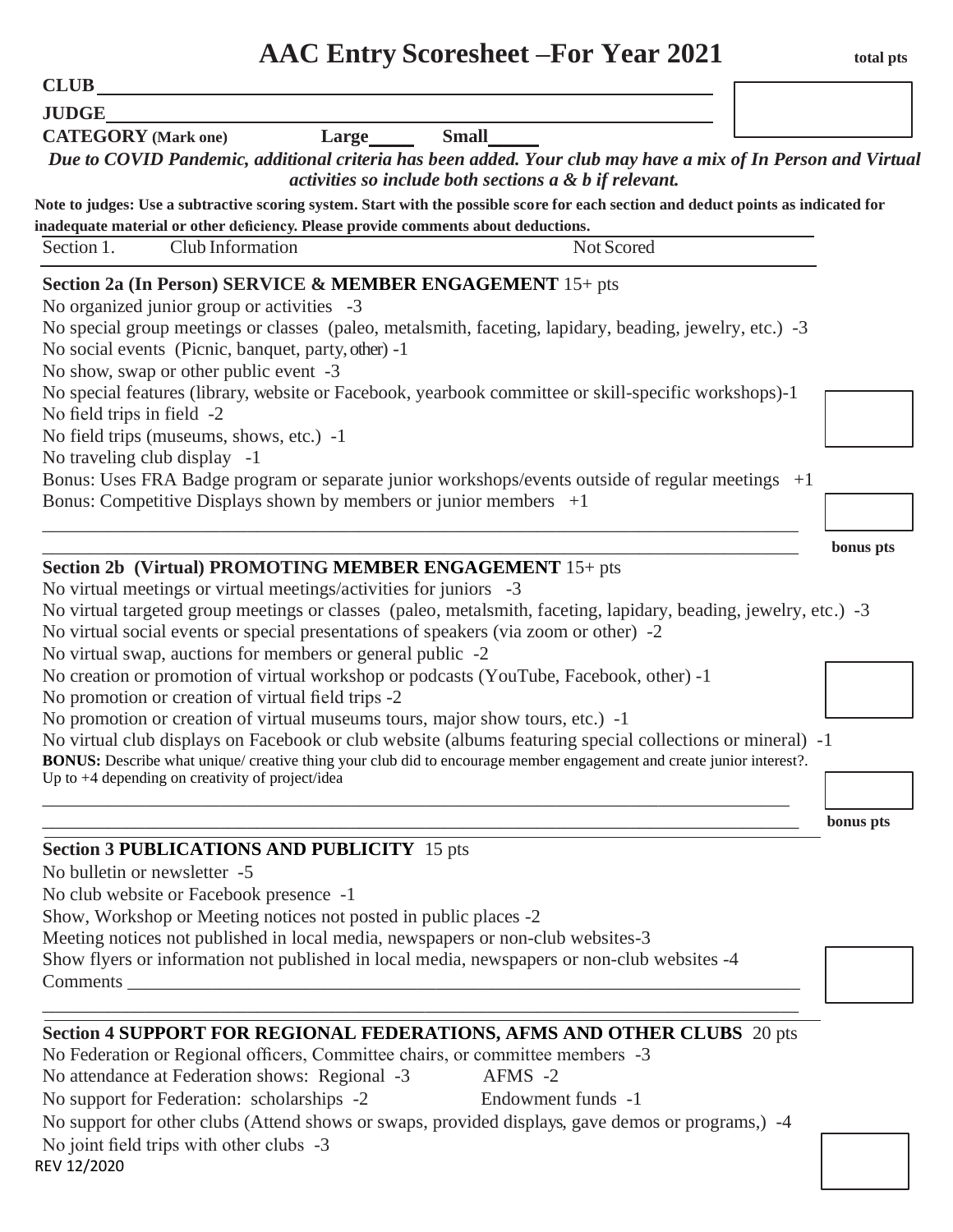# AAC Entry Scoresheet –For Year 2021

**total pts**

**CLUB** ______________________________

**JUDGE** ______________________________

**CATEGORY** (Mark one) **Large**_____ **Small**_____

***Due to COVID Pandemic, additional criteria has been added. Your club may have a mix of In Person and Virtual activities so include both sections a & b if relevant.***

**Note to judges: Use a subtractive scoring system. Start with the possible score for each section and deduct points as indicated for inadequate material or other deficiency. Please provide comments about deductions.**

Section 1. Club Information Not Scored

### Section 2a (In Person) SERVICE & MEMBER ENGAGEMENT 15+ pts

No organized junior group or activities -3
No special group meetings or classes (paleo, metalsmith, faceting, lapidary, beading, jewelry, etc.) -3
No social events (Picnic, banquet, party, other) -1
No show, swap or other public event -3
No special features (library, website or Facebook, yearbook committee or skill-specific workshops)-1
No field trips in field -2
No field trips (museums, shows, etc.) -1
No traveling club display -1
Bonus: Uses FRA Badge program or separate junior workshops/events outside of regular meetings +1
Bonus: Competitive Displays shown by members or junior members +1

______________________________

______________________________ **bonus pts**

### Section 2b (Virtual) PROMOTING MEMBER ENGAGEMENT 15+ pts

No virtual meetings or virtual meetings/activities for juniors -3
No virtual targeted group meetings or classes (paleo, metalsmith, faceting, lapidary, beading, jewelry, etc.) -3
No virtual social events or special presentations of speakers (via zoom or other) -2
No virtual swap, auctions for members or general public -2
No creation or promotion of virtual workshop or podcasts (YouTube, Facebook, other) -1
No promotion or creation of virtual field trips -2
No promotion or creation of virtual museums tours, major show tours, etc.) -1
No virtual club displays on Facebook or club website (albums featuring special collections or mineral) -1
**BONUS:** Describe what unique/ creative thing your club did to encourage member engagement and create junior interest?. Up to +4 depending on creativity of project/idea

______________________________

______________________________ **bonus pts**

### Section 3 PUBLICATIONS AND PUBLICITY 15 pts

No bulletin or newsletter -5
No club website or Facebook presence -1
Show, Workshop or Meeting notices not posted in public places -2
Meeting notices not published in local media, newspapers or non-club websites-3
Show flyers or information not published in local media, newspapers or non-club websites -4
Comments ______________________________

______________________________

### Section 4 SUPPORT FOR REGIONAL FEDERATIONS, AFMS AND OTHER CLUBS 20 pts

No Federation or Regional officers, Committee chairs, or committee members -3
No attendance at Federation shows: Regional -3 AFMS -2
No support for Federation: scholarships -2 Endowment funds -1
No support for other clubs (Attend shows or swaps, provided displays, gave demos or programs,) -4
No joint field trips with other clubs -3

REV 12/2020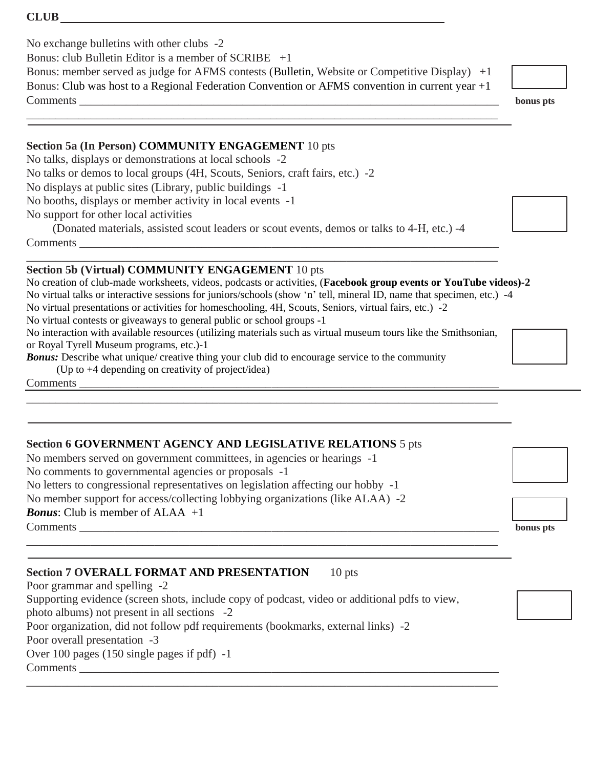**CLUB** ______________________________________________________________

No exchange bulletins with other clubs -2

Bonus: club Bulletin Editor is a member of SCRIBE +1

Bonus: member served as judge for AFMS contests (Bulletin, Website or Competitive Display) +1

Bonus: Club was host to a Regional Federation Convention or AFMS convention in current year +1

Comments ______________________________________________________________ **bonus pts**

______________________________________________________________

**Section 5a (In Person) COMMUNITY ENGAGEMENT** 10 pts

No talks, displays or demonstrations at local schools -2

No talks or demos to local groups (4H, Scouts, Seniors, craft fairs, etc.) -2

No displays at public sites (Library, public buildings -1

No booths, displays or member activity in local events -1

No support for other local activities

(Donated materials, assisted scout leaders or scout events, demos or talks to 4-H, etc.) -4

Comments ______________________________________________________________

______________________________________________________________

**Section 5b (Virtual) COMMUNITY ENGAGEMENT** 10 pts

No creation of club-made worksheets, videos, podcasts or activities, (**Facebook group events or YouTube videos)-2**

No virtual talks or interactive sessions for juniors/schools (show 'n' tell, mineral ID, name that specimen, etc.) -4

No virtual presentations or activities for homeschooling, 4H, Scouts, Seniors, virtual fairs, etc.) -2

No virtual contests or giveaways to general public or school groups -1

No interaction with available resources (utilizing materials such as virtual museum tours like the Smithsonian, or Royal Tyrell Museum programs, etc.)-1

***Bonus:*** Describe what unique/ creative thing your club did to encourage service to the community

(Up to +4 depending on creativity of project/idea)

Comments ______________________________________________________________

______________________________________________________________

**Section 6 GOVERNMENT AGENCY AND LEGISLATIVE RELATIONS** 5 pts

No members served on government committees, in agencies or hearings -1

No comments to governmental agencies or proposals -1

No letters to congressional representatives on legislation affecting our hobby -1

No member support for access/collecting lobbying organizations (like ALAA) -2

***Bonus***: Club is member of ALAA +1

Comments ______________________________________________________________ **bonus pts**

______________________________________________________________

**Section 7 OVERALL FORMAT AND PRESENTATION** 10 pts

Poor grammar and spelling -2

Supporting evidence (screen shots, include copy of podcast, video or additional pdfs to view, photo albums) not present in all sections -2

Poor organization, did not follow pdf requirements (bookmarks, external links) -2

Poor overall presentation -3

Over 100 pages (150 single pages if pdf) -1

Comments ______________________________________________________________

______________________________________________________________